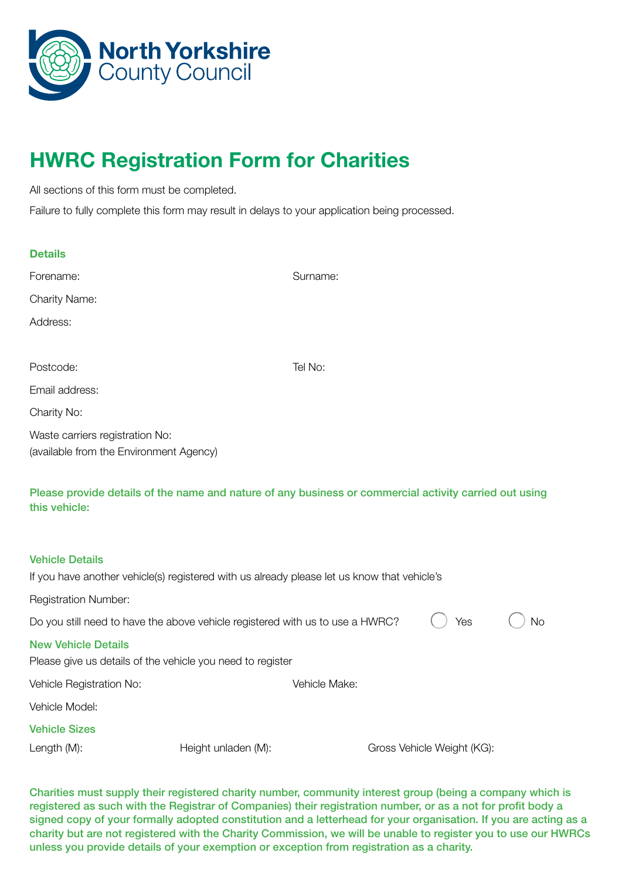North Yorkshire County Council

# HWRC Registration Form for Charities

All sections of this form must be completed.

Failure to fully complete this form may result in delays to your application being processed.

### Details

Forename: Surname:

Charity Name:

Address:

Postcode: Tel No:

Email address:

Charity No:

Waste carriers registration No:
(available from the Environment Agency)

**Please provide details of the name and nature of any business or commercial activity carried out using this vehicle:**

### Vehicle Details

If you have another vehicle(s) registered with us already please let us know that vehicle's

Registration Number:

Do you still need to have the above vehicle registered with us to use a HWRC? ◯ Yes ◯ No

### New Vehicle Details

Please give us details of the vehicle you need to register

Vehicle Registration No: Vehicle Make:

Vehicle Model:

### Vehicle Sizes

Length (M): Height unladen (M): Gross Vehicle Weight (KG):

**Charities must supply their registered charity number, community interest group (being a company which is registered as such with the Registrar of Companies) their registration number, or as a not for profit body a signed copy of your formally adopted constitution and a letterhead for your organisation. If you are acting as a charity but are not registered with the Charity Commission, we will be unable to register you to use our HWRCs unless you provide details of your exemption or exception from registration as a charity.**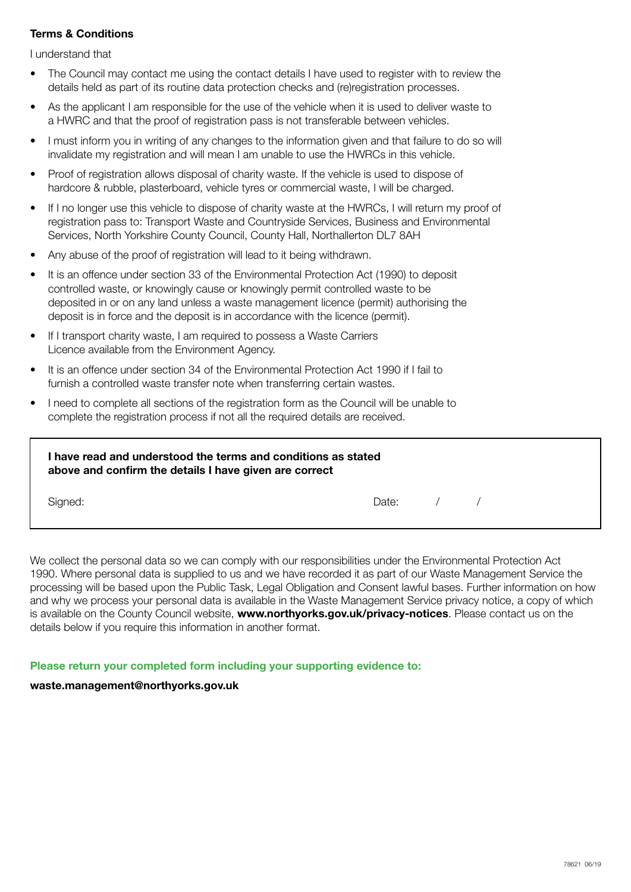**Terms & Conditions**

I understand that

- The Council may contact me using the contact details I have used to register with to review the details held as part of its routine data protection checks and (re)registration processes.
- As the applicant I am responsible for the use of the vehicle when it is used to deliver waste to a HWRC and that the proof of registration pass is not transferable between vehicles.
- I must inform you in writing of any changes to the information given and that failure to do so will invalidate my registration and will mean I am unable to use the HWRCs in this vehicle.
- Proof of registration allows disposal of charity waste. If the vehicle is used to dispose of hardcore & rubble, plasterboard, vehicle tyres or commercial waste, I will be charged.
- If I no longer use this vehicle to dispose of charity waste at the HWRCs, I will return my proof of registration pass to: Transport Waste and Countryside Services, Business and Environmental Services, North Yorkshire County Council, County Hall, Northallerton DL7 8AH
- Any abuse of the proof of registration will lead to it being withdrawn.
- It is an offence under section 33 of the Environmental Protection Act (1990) to deposit controlled waste, or knowingly cause or knowingly permit controlled waste to be deposited in or on any land unless a waste management licence (permit) authorising the deposit is in force and the deposit is in accordance with the licence (permit).
- If I transport charity waste, I am required to possess a Waste Carriers Licence available from the Environment Agency.
- It is an offence under section 34 of the Environmental Protection Act 1990 if I fail to furnish a controlled waste transfer note when transferring certain wastes.
- I need to complete all sections of the registration form as the Council will be unable to complete the registration process if not all the required details are received.

**I have read and understood the terms and conditions as stated above and confirm the details I have given are correct**

Signed: Date: / /

We collect the personal data so we can comply with our responsibilities under the Environmental Protection Act 1990. Where personal data is supplied to us and we have recorded it as part of our Waste Management Service the processing will be based upon the Public Task, Legal Obligation and Consent lawful bases. Further information on how and why we process your personal data is available in the Waste Management Service privacy notice, a copy of which is available on the County Council website, **www.northyorks.gov.uk/privacy-notices**. Please contact us on the details below if you require this information in another format.

**Please return your completed form including your supporting evidence to:**

**waste.management@northyorks.gov.uk**

78621 06/19